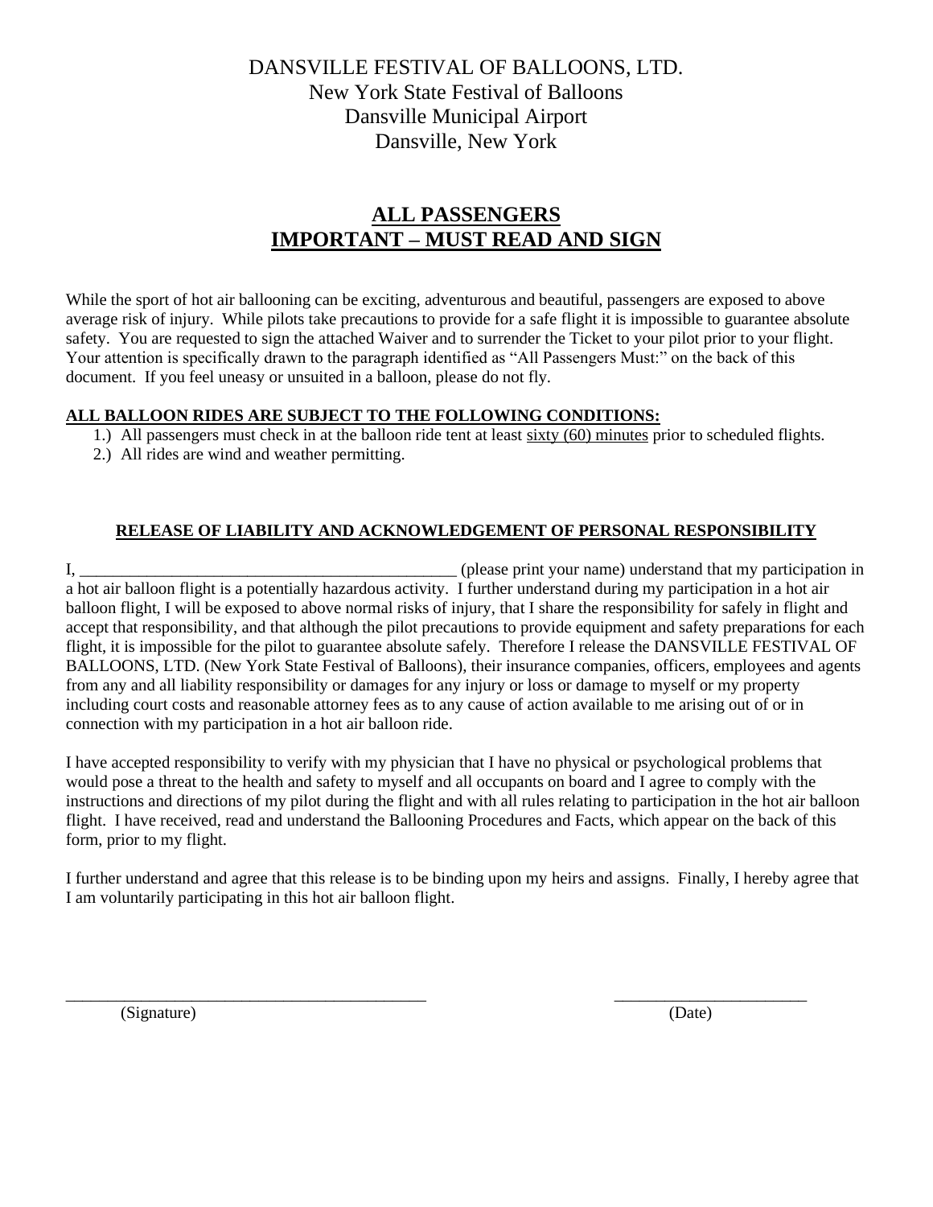DANSVILLE FESTIVAL OF BALLOONS, LTD.
New York State Festival of Balloons
Dansville Municipal Airport
Dansville, New York

# ALL PASSENGERS
# IMPORTANT – MUST READ AND SIGN

While the sport of hot air ballooning can be exciting, adventurous and beautiful, passengers are exposed to above average risk of injury. While pilots take precautions to provide for a safe flight it is impossible to guarantee absolute safety. You are requested to sign the attached Waiver and to surrender the Ticket to your pilot prior to your flight. Your attention is specifically drawn to the paragraph identified as "All Passengers Must:" on the back of this document. If you feel uneasy or unsuited in a balloon, please do not fly.

**ALL BALLOON RIDES ARE SUBJECT TO THE FOLLOWING CONDITIONS:**

1.) All passengers must check in at the balloon ride tent at least sixty (60) minutes prior to scheduled flights.
2.) All rides are wind and weather permitting.

**RELEASE OF LIABILITY AND ACKNOWLEDGEMENT OF PERSONAL RESPONSIBILITY**

I, _______________________________________________ (please print your name) understand that my participation in a hot air balloon flight is a potentially hazardous activity. I further understand during my participation in a hot air balloon flight, I will be exposed to above normal risks of injury, that I share the responsibility for safely in flight and accept that responsibility, and that although the pilot precautions to provide equipment and safety preparations for each flight, it is impossible for the pilot to guarantee absolute safely. Therefore I release the DANSVILLE FESTIVAL OF BALLOONS, LTD. (New York State Festival of Balloons), their insurance companies, officers, employees and agents from any and all liability responsibility or damages for any injury or loss or damage to myself or my property including court costs and reasonable attorney fees as to any cause of action available to me arising out of or in connection with my participation in a hot air balloon ride.

I have accepted responsibility to verify with my physician that I have no physical or psychological problems that would pose a threat to the health and safety to myself and all occupants on board and I agree to comply with the instructions and directions of my pilot during the flight and with all rules relating to participation in the hot air balloon flight. I have received, read and understand the Ballooning Procedures and Facts, which appear on the back of this form, prior to my flight.

I further understand and agree that this release is to be binding upon my heirs and assigns. Finally, I hereby agree that I am voluntarily participating in this hot air balloon flight.

_____________________________________________ (Signature)

________________________ (Date)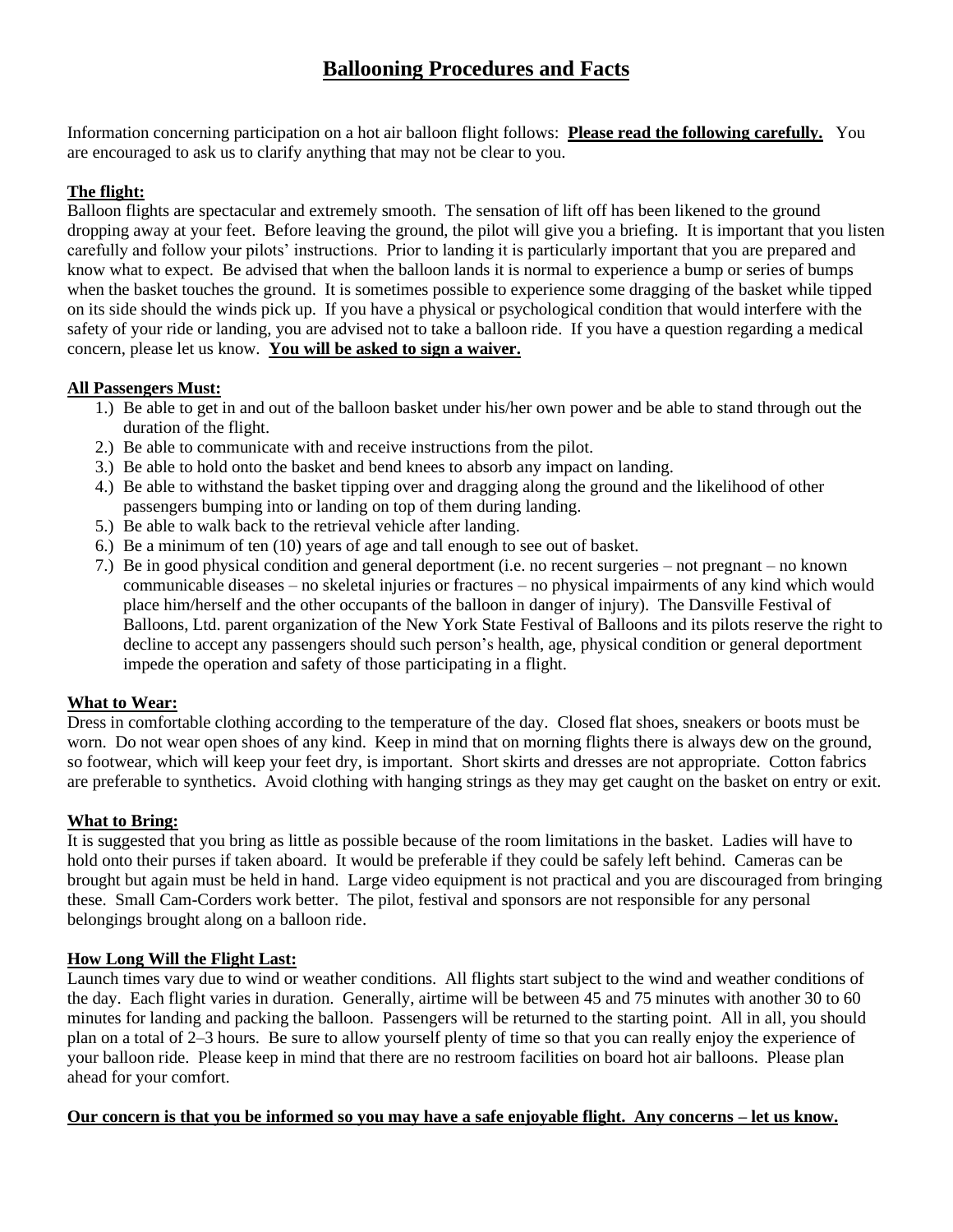# Ballooning Procedures and Facts

Information concerning participation on a hot air balloon flight follows: **Please read the following carefully.** You are encouraged to ask us to clarify anything that may not be clear to you.

## The flight:

Balloon flights are spectacular and extremely smooth. The sensation of lift off has been likened to the ground dropping away at your feet. Before leaving the ground, the pilot will give you a briefing. It is important that you listen carefully and follow your pilots' instructions. Prior to landing it is particularly important that you are prepared and know what to expect. Be advised that when the balloon lands it is normal to experience a bump or series of bumps when the basket touches the ground. It is sometimes possible to experience some dragging of the basket while tipped on its side should the winds pick up. If you have a physical or psychological condition that would interfere with the safety of your ride or landing, you are advised not to take a balloon ride. If you have a question regarding a medical concern, please let us know. **You will be asked to sign a waiver.**

## All Passengers Must:

1.) Be able to get in and out of the balloon basket under his/her own power and be able to stand through out the duration of the flight.
2.) Be able to communicate with and receive instructions from the pilot.
3.) Be able to hold onto the basket and bend knees to absorb any impact on landing.
4.) Be able to withstand the basket tipping over and dragging along the ground and the likelihood of other passengers bumping into or landing on top of them during landing.
5.) Be able to walk back to the retrieval vehicle after landing.
6.) Be a minimum of ten (10) years of age and tall enough to see out of basket.
7.) Be in good physical condition and general deportment (i.e. no recent surgeries – not pregnant – no known communicable diseases – no skeletal injuries or fractures – no physical impairments of any kind which would place him/herself and the other occupants of the balloon in danger of injury). The Dansville Festival of Balloons, Ltd. parent organization of the New York State Festival of Balloons and its pilots reserve the right to decline to accept any passengers should such person's health, age, physical condition or general deportment impede the operation and safety of those participating in a flight.

## What to Wear:

Dress in comfortable clothing according to the temperature of the day. Closed flat shoes, sneakers or boots must be worn. Do not wear open shoes of any kind. Keep in mind that on morning flights there is always dew on the ground, so footwear, which will keep your feet dry, is important. Short skirts and dresses are not appropriate. Cotton fabrics are preferable to synthetics. Avoid clothing with hanging strings as they may get caught on the basket on entry or exit.

## What to Bring:

It is suggested that you bring as little as possible because of the room limitations in the basket. Ladies will have to hold onto their purses if taken aboard. It would be preferable if they could be safely left behind. Cameras can be brought but again must be held in hand. Large video equipment is not practical and you are discouraged from bringing these. Small Cam-Corders work better. The pilot, festival and sponsors are not responsible for any personal belongings brought along on a balloon ride.

## How Long Will the Flight Last:

Launch times vary due to wind or weather conditions. All flights start subject to the wind and weather conditions of the day. Each flight varies in duration. Generally, airtime will be between 45 and 75 minutes with another 30 to 60 minutes for landing and packing the balloon. Passengers will be returned to the starting point. All in all, you should plan on a total of 2–3 hours. Be sure to allow yourself plenty of time so that you can really enjoy the experience of your balloon ride. Please keep in mind that there are no restroom facilities on board hot air balloons. Please plan ahead for your comfort.

**Our concern is that you be informed so you may have a safe enjoyable flight. Any concerns – let us know.**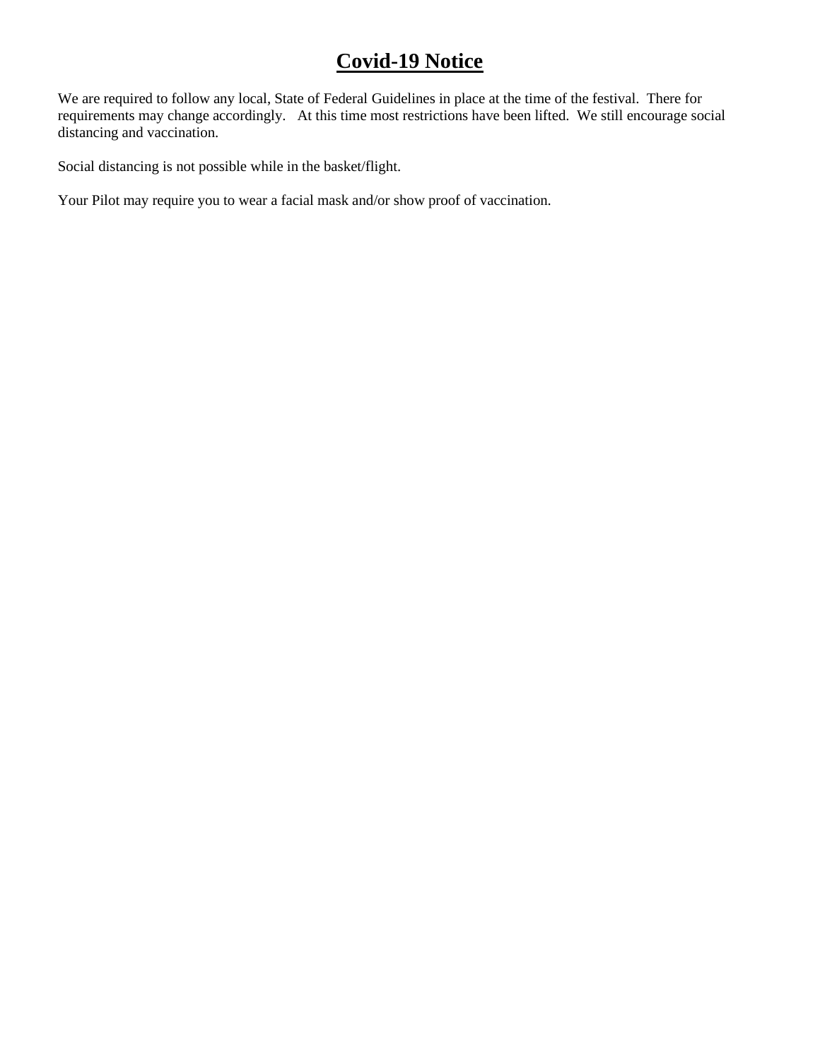# **Covid-19 Notice**

We are required to follow any local, State of Federal Guidelines in place at the time of the festival. There for requirements may change accordingly. At this time most restrictions have been lifted. We still encourage social distancing and vaccination.

Social distancing is not possible while in the basket/flight.

Your Pilot may require you to wear a facial mask and/or show proof of vaccination.